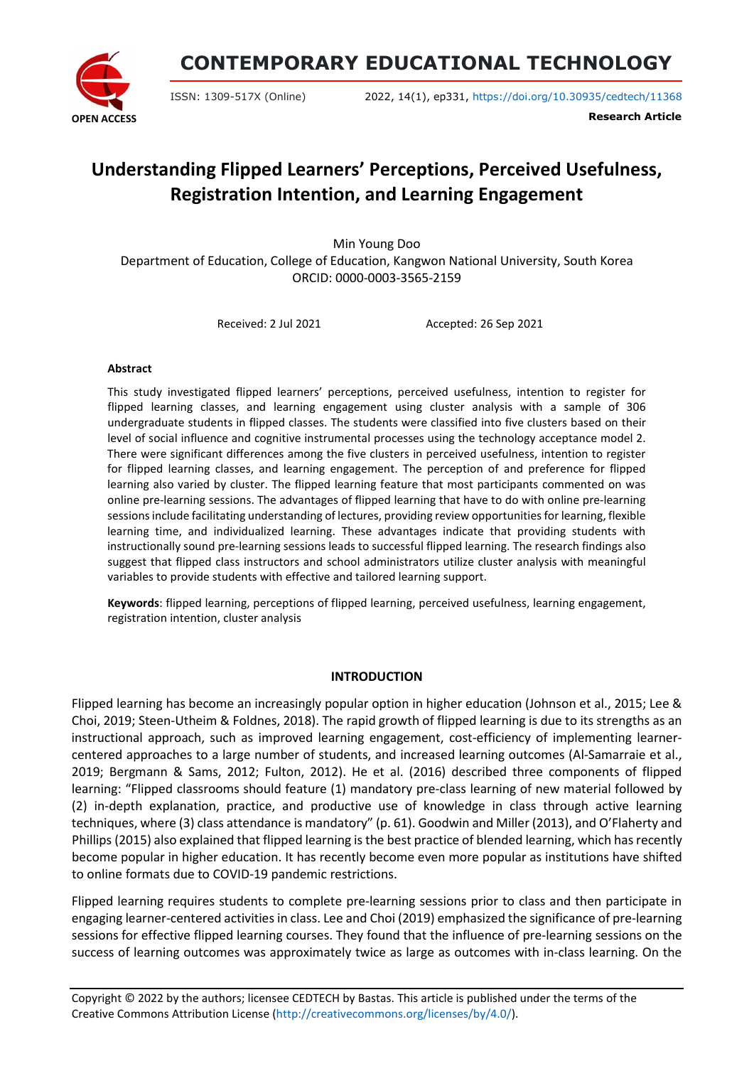# Understanding Flipped Learners' Perceptions, Perceived Usefulness, Registration Intention, and Learning Engagement

Min Young Doo
Department of Education, College of Education, Kangwon National University, South Korea
ORCID: 0000-0003-3565-2159

Received: 2 Jul 2021 Accepted: 26 Sep 2021

### Abstract

This study investigated flipped learners' perceptions, perceived usefulness, intention to register for flipped learning classes, and learning engagement using cluster analysis with a sample of 306 undergraduate students in flipped classes. The students were classified into five clusters based on their level of social influence and cognitive instrumental processes using the technology acceptance model 2. There were significant differences among the five clusters in perceived usefulness, intention to register for flipped learning classes, and learning engagement. The perception of and preference for flipped learning also varied by cluster. The flipped learning feature that most participants commented on was online pre-learning sessions. The advantages of flipped learning that have to do with online pre-learning sessions include facilitating understanding of lectures, providing review opportunities for learning, flexible learning time, and individualized learning. These advantages indicate that providing students with instructionally sound pre-learning sessions leads to successful flipped learning. The research findings also suggest that flipped class instructors and school administrators utilize cluster analysis with meaningful variables to provide students with effective and tailored learning support.

**Keywords**: flipped learning, perceptions of flipped learning, perceived usefulness, learning engagement, registration intention, cluster analysis

## INTRODUCTION

Flipped learning has become an increasingly popular option in higher education (Johnson et al., 2015; Lee & Choi, 2019; Steen-Utheim & Foldnes, 2018). The rapid growth of flipped learning is due to its strengths as an instructional approach, such as improved learning engagement, cost-efficiency of implementing learner-centered approaches to a large number of students, and increased learning outcomes (Al-Samarraie et al., 2019; Bergmann & Sams, 2012; Fulton, 2012). He et al. (2016) described three components of flipped learning: "Flipped classrooms should feature (1) mandatory pre-class learning of new material followed by (2) in-depth explanation, practice, and productive use of knowledge in class through active learning techniques, where (3) class attendance is mandatory" (p. 61). Goodwin and Miller (2013), and O'Flaherty and Phillips (2015) also explained that flipped learning is the best practice of blended learning, which has recently become popular in higher education. It has recently become even more popular as institutions have shifted to online formats due to COVID-19 pandemic restrictions.

Flipped learning requires students to complete pre-learning sessions prior to class and then participate in engaging learner-centered activities in class. Lee and Choi (2019) emphasized the significance of pre-learning sessions for effective flipped learning courses. They found that the influence of pre-learning sessions on the success of learning outcomes was approximately twice as large as outcomes with in-class learning. On the

Copyright © 2022 by the authors; licensee CEDTECH by Bastas. This article is published under the terms of the Creative Commons Attribution License (http://creativecommons.org/licenses/by/4.0/).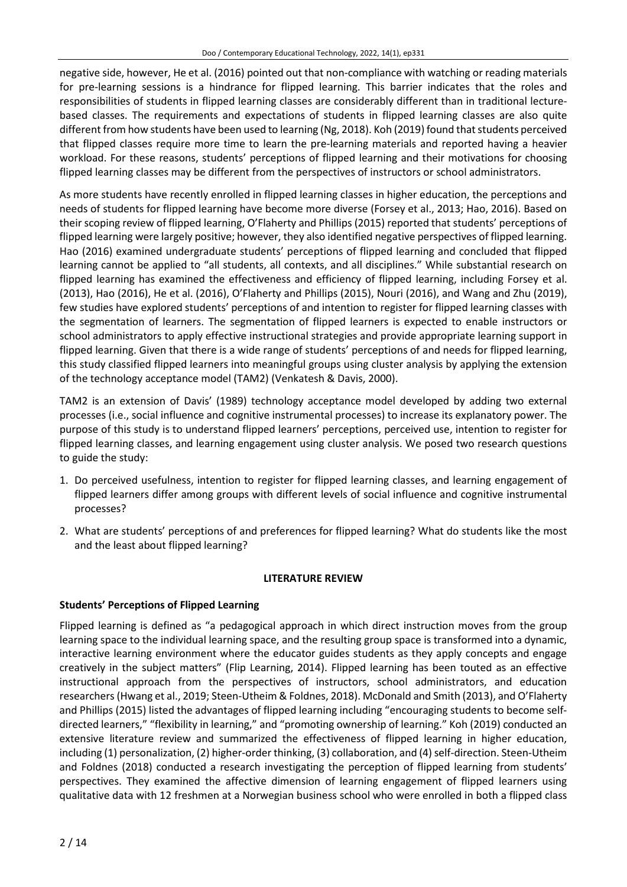negative side, however, He et al. (2016) pointed out that non-compliance with watching or reading materials for pre-learning sessions is a hindrance for flipped learning. This barrier indicates that the roles and responsibilities of students in flipped learning classes are considerably different than in traditional lecture-based classes. The requirements and expectations of students in flipped learning classes are also quite different from how students have been used to learning (Ng, 2018). Koh (2019) found that students perceived that flipped classes require more time to learn the pre-learning materials and reported having a heavier workload. For these reasons, students' perceptions of flipped learning and their motivations for choosing flipped learning classes may be different from the perspectives of instructors or school administrators.

As more students have recently enrolled in flipped learning classes in higher education, the perceptions and needs of students for flipped learning have become more diverse (Forsey et al., 2013; Hao, 2016). Based on their scoping review of flipped learning, O'Flaherty and Phillips (2015) reported that students' perceptions of flipped learning were largely positive; however, they also identified negative perspectives of flipped learning. Hao (2016) examined undergraduate students' perceptions of flipped learning and concluded that flipped learning cannot be applied to "all students, all contexts, and all disciplines." While substantial research on flipped learning has examined the effectiveness and efficiency of flipped learning, including Forsey et al. (2013), Hao (2016), He et al. (2016), O'Flaherty and Phillips (2015), Nouri (2016), and Wang and Zhu (2019), few studies have explored students' perceptions of and intention to register for flipped learning classes with the segmentation of learners. The segmentation of flipped learners is expected to enable instructors or school administrators to apply effective instructional strategies and provide appropriate learning support in flipped learning. Given that there is a wide range of students' perceptions of and needs for flipped learning, this study classified flipped learners into meaningful groups using cluster analysis by applying the extension of the technology acceptance model (TAM2) (Venkatesh & Davis, 2000).

TAM2 is an extension of Davis' (1989) technology acceptance model developed by adding two external processes (i.e., social influence and cognitive instrumental processes) to increase its explanatory power. The purpose of this study is to understand flipped learners' perceptions, perceived use, intention to register for flipped learning classes, and learning engagement using cluster analysis. We posed two research questions to guide the study:

1. Do perceived usefulness, intention to register for flipped learning classes, and learning engagement of flipped learners differ among groups with different levels of social influence and cognitive instrumental processes?
2. What are students' perceptions of and preferences for flipped learning? What do students like the most and the least about flipped learning?

## LITERATURE REVIEW

### Students' Perceptions of Flipped Learning

Flipped learning is defined as "a pedagogical approach in which direct instruction moves from the group learning space to the individual learning space, and the resulting group space is transformed into a dynamic, interactive learning environment where the educator guides students as they apply concepts and engage creatively in the subject matters" (Flip Learning, 2014). Flipped learning has been touted as an effective instructional approach from the perspectives of instructors, school administrators, and education researchers (Hwang et al., 2019; Steen-Utheim & Foldnes, 2018). McDonald and Smith (2013), and O'Flaherty and Phillips (2015) listed the advantages of flipped learning including "encouraging students to become self-directed learners," "flexibility in learning," and "promoting ownership of learning." Koh (2019) conducted an extensive literature review and summarized the effectiveness of flipped learning in higher education, including (1) personalization, (2) higher-order thinking, (3) collaboration, and (4) self-direction. Steen-Utheim and Foldnes (2018) conducted a research investigating the perception of flipped learning from students' perspectives. They examined the affective dimension of learning engagement of flipped learners using qualitative data with 12 freshmen at a Norwegian business school who were enrolled in both a flipped class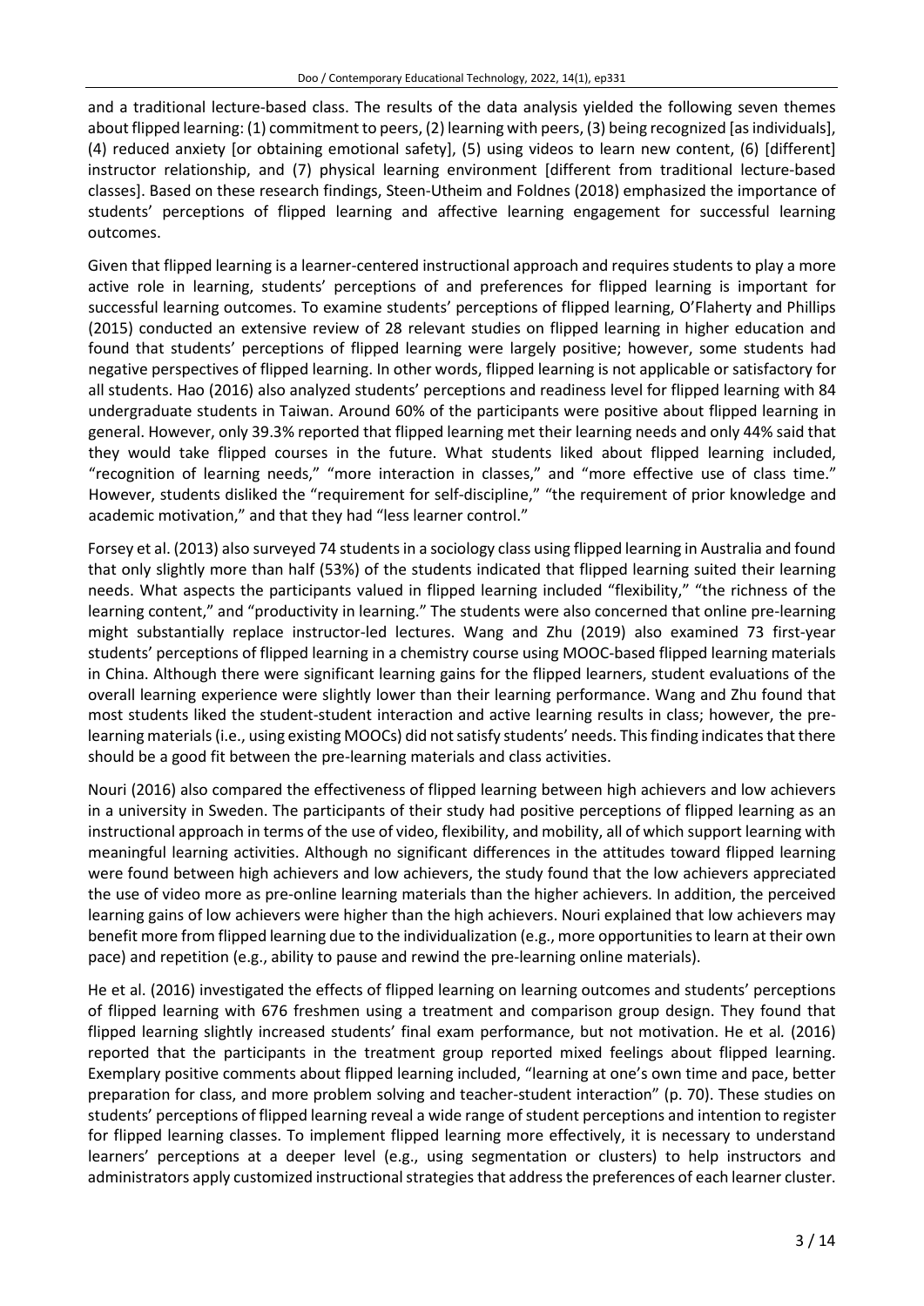and a traditional lecture-based class. The results of the data analysis yielded the following seven themes about flipped learning: (1) commitment to peers, (2) learning with peers, (3) being recognized [as individuals], (4) reduced anxiety [or obtaining emotional safety], (5) using videos to learn new content, (6) [different] instructor relationship, and (7) physical learning environment [different from traditional lecture-based classes]. Based on these research findings, Steen-Utheim and Foldnes (2018) emphasized the importance of students' perceptions of flipped learning and affective learning engagement for successful learning outcomes.

Given that flipped learning is a learner-centered instructional approach and requires students to play a more active role in learning, students' perceptions of and preferences for flipped learning is important for successful learning outcomes. To examine students' perceptions of flipped learning, O'Flaherty and Phillips (2015) conducted an extensive review of 28 relevant studies on flipped learning in higher education and found that students' perceptions of flipped learning were largely positive; however, some students had negative perspectives of flipped learning. In other words, flipped learning is not applicable or satisfactory for all students. Hao (2016) also analyzed students' perceptions and readiness level for flipped learning with 84 undergraduate students in Taiwan. Around 60% of the participants were positive about flipped learning in general. However, only 39.3% reported that flipped learning met their learning needs and only 44% said that they would take flipped courses in the future. What students liked about flipped learning included, "recognition of learning needs," "more interaction in classes," and "more effective use of class time." However, students disliked the "requirement for self-discipline," "the requirement of prior knowledge and academic motivation," and that they had "less learner control."

Forsey et al. (2013) also surveyed 74 students in a sociology class using flipped learning in Australia and found that only slightly more than half (53%) of the students indicated that flipped learning suited their learning needs. What aspects the participants valued in flipped learning included "flexibility," "the richness of the learning content," and "productivity in learning." The students were also concerned that online pre-learning might substantially replace instructor-led lectures. Wang and Zhu (2019) also examined 73 first-year students' perceptions of flipped learning in a chemistry course using MOOC-based flipped learning materials in China. Although there were significant learning gains for the flipped learners, student evaluations of the overall learning experience were slightly lower than their learning performance. Wang and Zhu found that most students liked the student-student interaction and active learning results in class; however, the pre-learning materials (i.e., using existing MOOCs) did not satisfy students' needs. This finding indicates that there should be a good fit between the pre-learning materials and class activities.

Nouri (2016) also compared the effectiveness of flipped learning between high achievers and low achievers in a university in Sweden. The participants of their study had positive perceptions of flipped learning as an instructional approach in terms of the use of video, flexibility, and mobility, all of which support learning with meaningful learning activities. Although no significant differences in the attitudes toward flipped learning were found between high achievers and low achievers, the study found that the low achievers appreciated the use of video more as pre-online learning materials than the higher achievers. In addition, the perceived learning gains of low achievers were higher than the high achievers. Nouri explained that low achievers may benefit more from flipped learning due to the individualization (e.g., more opportunities to learn at their own pace) and repetition (e.g., ability to pause and rewind the pre-learning online materials).

He et al. (2016) investigated the effects of flipped learning on learning outcomes and students' perceptions of flipped learning with 676 freshmen using a treatment and comparison group design. They found that flipped learning slightly increased students' final exam performance, but not motivation. He et al. (2016) reported that the participants in the treatment group reported mixed feelings about flipped learning. Exemplary positive comments about flipped learning included, "learning at one's own time and pace, better preparation for class, and more problem solving and teacher-student interaction" (p. 70). These studies on students' perceptions of flipped learning reveal a wide range of student perceptions and intention to register for flipped learning classes. To implement flipped learning more effectively, it is necessary to understand learners' perceptions at a deeper level (e.g., using segmentation or clusters) to help instructors and administrators apply customized instructional strategies that address the preferences of each learner cluster.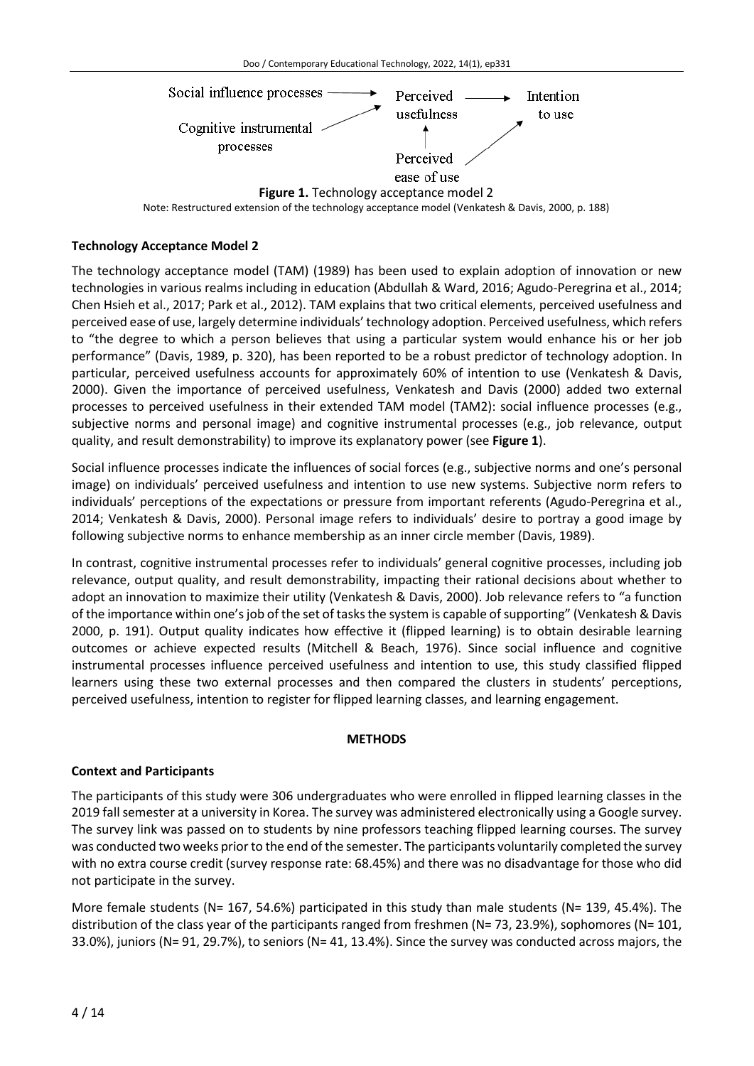Social influence processes → Perceived usefulness → Intention to use

Cognitive instrumental processes → Perceived usefulness

Perceived ease of use → Perceived usefulness; Perceived ease of use → Intention to use

**Figure 1.** Technology acceptance model 2

Note: Restructured extension of the technology acceptance model (Venkatesh & Davis, 2000, p. 188)

### Technology Acceptance Model 2

The technology acceptance model (TAM) (1989) has been used to explain adoption of innovation or new technologies in various realms including in education (Abdullah & Ward, 2016; Agudo-Peregrina et al., 2014; Chen Hsieh et al., 2017; Park et al., 2012). TAM explains that two critical elements, perceived usefulness and perceived ease of use, largely determine individuals' technology adoption. Perceived usefulness, which refers to "the degree to which a person believes that using a particular system would enhance his or her job performance" (Davis, 1989, p. 320), has been reported to be a robust predictor of technology adoption. In particular, perceived usefulness accounts for approximately 60% of intention to use (Venkatesh & Davis, 2000). Given the importance of perceived usefulness, Venkatesh and Davis (2000) added two external processes to perceived usefulness in their extended TAM model (TAM2): social influence processes (e.g., subjective norms and personal image) and cognitive instrumental processes (e.g., job relevance, output quality, and result demonstrability) to improve its explanatory power (see **Figure 1**).

Social influence processes indicate the influences of social forces (e.g., subjective norms and one's personal image) on individuals' perceived usefulness and intention to use new systems. Subjective norm refers to individuals' perceptions of the expectations or pressure from important referents (Agudo-Peregrina et al., 2014; Venkatesh & Davis, 2000). Personal image refers to individuals' desire to portray a good image by following subjective norms to enhance membership as an inner circle member (Davis, 1989).

In contrast, cognitive instrumental processes refer to individuals' general cognitive processes, including job relevance, output quality, and result demonstrability, impacting their rational decisions about whether to adopt an innovation to maximize their utility (Venkatesh & Davis, 2000). Job relevance refers to "a function of the importance within one's job of the set of tasks the system is capable of supporting" (Venkatesh & Davis 2000, p. 191). Output quality indicates how effective it (flipped learning) is to obtain desirable learning outcomes or achieve expected results (Mitchell & Beach, 1976). Since social influence and cognitive instrumental processes influence perceived usefulness and intention to use, this study classified flipped learners using these two external processes and then compared the clusters in students' perceptions, perceived usefulness, intention to register for flipped learning classes, and learning engagement.

## METHODS

### Context and Participants

The participants of this study were 306 undergraduates who were enrolled in flipped learning classes in the 2019 fall semester at a university in Korea. The survey was administered electronically using a Google survey. The survey link was passed on to students by nine professors teaching flipped learning courses. The survey was conducted two weeks prior to the end of the semester. The participants voluntarily completed the survey with no extra course credit (survey response rate: 68.45%) and there was no disadvantage for those who did not participate in the survey.

More female students (N= 167, 54.6%) participated in this study than male students (N= 139, 45.4%). The distribution of the class year of the participants ranged from freshmen (N= 73, 23.9%), sophomores (N= 101, 33.0%), juniors (N= 91, 29.7%), to seniors (N= 41, 13.4%). Since the survey was conducted across majors, the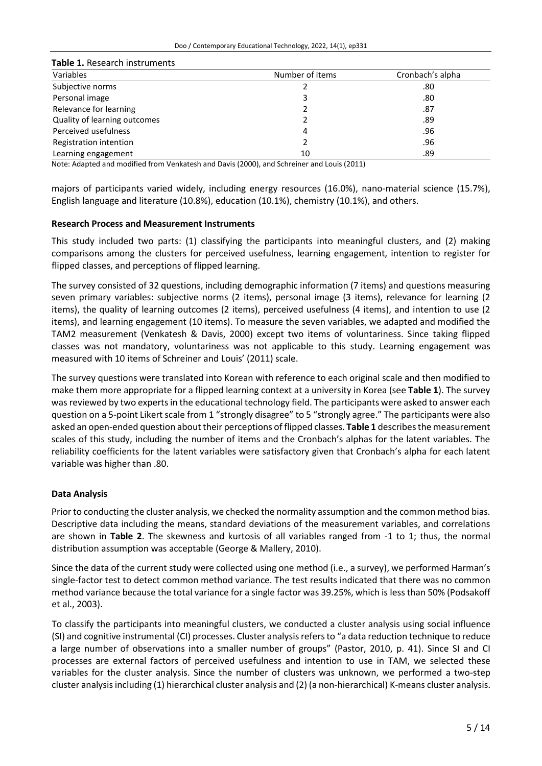**Table 1.** Research instruments

| Variables | Number of items | Cronbach's alpha |
|---|---|---|
| Subjective norms | 2 | .80 |
| Personal image | 3 | .80 |
| Relevance for learning | 2 | .87 |
| Quality of learning outcomes | 2 | .89 |
| Perceived usefulness | 4 | .96 |
| Registration intention | 2 | .96 |
| Learning engagement | 10 | .89 |

Note: Adapted and modified from Venkatesh and Davis (2000), and Schreiner and Louis (2011)

majors of participants varied widely, including energy resources (16.0%), nano-material science (15.7%), English language and literature (10.8%), education (10.1%), chemistry (10.1%), and others.

### Research Process and Measurement Instruments

This study included two parts: (1) classifying the participants into meaningful clusters, and (2) making comparisons among the clusters for perceived usefulness, learning engagement, intention to register for flipped classes, and perceptions of flipped learning.

The survey consisted of 32 questions, including demographic information (7 items) and questions measuring seven primary variables: subjective norms (2 items), personal image (3 items), relevance for learning (2 items), the quality of learning outcomes (2 items), perceived usefulness (4 items), and intention to use (2 items), and learning engagement (10 items). To measure the seven variables, we adapted and modified the TAM2 measurement (Venkatesh & Davis, 2000) except two items of voluntariness. Since taking flipped classes was not mandatory, voluntariness was not applicable to this study. Learning engagement was measured with 10 items of Schreiner and Louis' (2011) scale.

The survey questions were translated into Korean with reference to each original scale and then modified to make them more appropriate for a flipped learning context at a university in Korea (see **Table 1**). The survey was reviewed by two experts in the educational technology field. The participants were asked to answer each question on a 5-point Likert scale from 1 "strongly disagree" to 5 "strongly agree." The participants were also asked an open-ended question about their perceptions of flipped classes. **Table 1** describes the measurement scales of this study, including the number of items and the Cronbach's alphas for the latent variables. The reliability coefficients for the latent variables were satisfactory given that Cronbach's alpha for each latent variable was higher than .80.

### Data Analysis

Prior to conducting the cluster analysis, we checked the normality assumption and the common method bias. Descriptive data including the means, standard deviations of the measurement variables, and correlations are shown in **Table 2**. The skewness and kurtosis of all variables ranged from -1 to 1; thus, the normal distribution assumption was acceptable (George & Mallery, 2010).

Since the data of the current study were collected using one method (i.e., a survey), we performed Harman's single-factor test to detect common method variance. The test results indicated that there was no common method variance because the total variance for a single factor was 39.25%, which is less than 50% (Podsakoff et al., 2003).

To classify the participants into meaningful clusters, we conducted a cluster analysis using social influence (SI) and cognitive instrumental (CI) processes. Cluster analysis refers to "a data reduction technique to reduce a large number of observations into a smaller number of groups" (Pastor, 2010, p. 41). Since SI and CI processes are external factors of perceived usefulness and intention to use in TAM, we selected these variables for the cluster analysis. Since the number of clusters was unknown, we performed a two-step cluster analysis including (1) hierarchical cluster analysis and (2) (a non-hierarchical) K-means cluster analysis.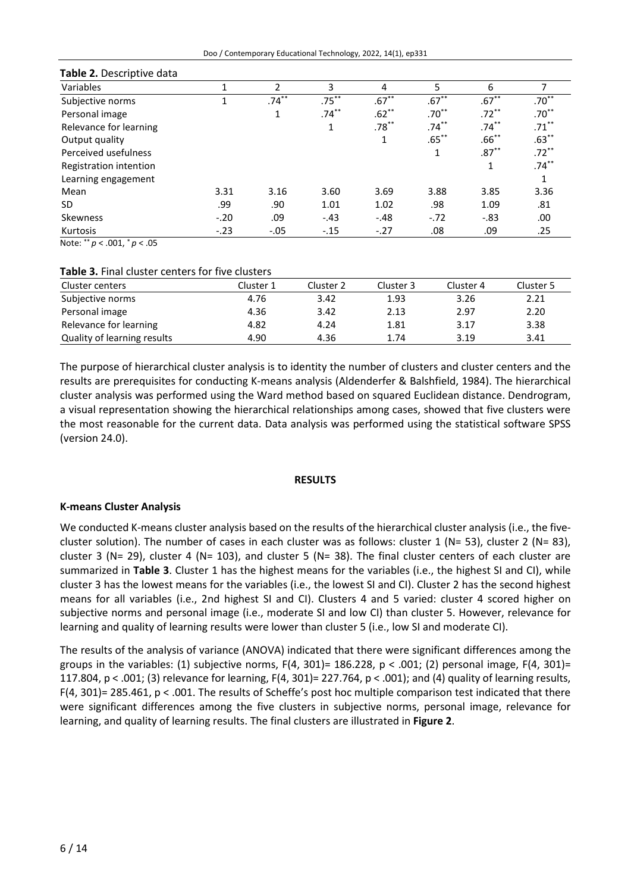**Table 2.** Descriptive data

| Variables | 1 | 2 | 3 | 4 | 5 | 6 | 7 |
|---|---|---|---|---|---|---|---|
| Subjective norms | 1 | .74** | .75** | .67** | .67** | .67** | .70** |
| Personal image | | 1 | .74** | .62** | .70** | .72** | .70** |
| Relevance for learning | | | 1 | .78** | .74** | .74** | .71** |
| Output quality | | | | 1 | .65** | .66** | .63** |
| Perceived usefulness | | | | | 1 | .87** | .72** |
| Registration intention | | | | | | 1 | .74** |
| Learning engagement | | | | | | | 1 |
| Mean | 3.31 | 3.16 | 3.60 | 3.69 | 3.88 | 3.85 | 3.36 |
| SD | .99 | .90 | 1.01 | 1.02 | .98 | 1.09 | .81 |
| Skewness | -.20 | .09 | -.43 | -.48 | -.72 | -.83 | .00 |
| Kurtosis | -.23 | -.05 | -.15 | -.27 | .08 | .09 | .25 |

Note: ** $p < .001$, * $p < .05$

**Table 3.** Final cluster centers for five clusters

| Cluster centers | Cluster 1 | Cluster 2 | Cluster 3 | Cluster 4 | Cluster 5 |
|---|---|---|---|---|---|
| Subjective norms | 4.76 | 3.42 | 1.93 | 3.26 | 2.21 |
| Personal image | 4.36 | 3.42 | 2.13 | 2.97 | 2.20 |
| Relevance for learning | 4.82 | 4.24 | 1.81 | 3.17 | 3.38 |
| Quality of learning results | 4.90 | 4.36 | 1.74 | 3.19 | 3.41 |

The purpose of hierarchical cluster analysis is to identity the number of clusters and cluster centers and the results are prerequisites for conducting K-means analysis (Aldenderfer & Balshfield, 1984). The hierarchical cluster analysis was performed using the Ward method based on squared Euclidean distance. Dendrogram, a visual representation showing the hierarchical relationships among cases, showed that five clusters were the most reasonable for the current data. Data analysis was performed using the statistical software SPSS (version 24.0).

## RESULTS

### K-means Cluster Analysis

We conducted K-means cluster analysis based on the results of the hierarchical cluster analysis (i.e., the five-cluster solution). The number of cases in each cluster was as follows: cluster 1 (N= 53), cluster 2 (N= 83), cluster 3 (N= 29), cluster 4 (N= 103), and cluster 5 (N= 38). The final cluster centers of each cluster are summarized in **Table 3**. Cluster 1 has the highest means for the variables (i.e., the highest SI and CI), while cluster 3 has the lowest means for the variables (i.e., the lowest SI and CI). Cluster 2 has the second highest means for all variables (i.e., 2nd highest SI and CI). Clusters 4 and 5 varied: cluster 4 scored higher on subjective norms and personal image (i.e., moderate SI and low CI) than cluster 5. However, relevance for learning and quality of learning results were lower than cluster 5 (i.e., low SI and moderate CI).

The results of the analysis of variance (ANOVA) indicated that there were significant differences among the groups in the variables: (1) subjective norms, $F(4, 301)= 186.228$, $p < .001$; (2) personal image, $F(4, 301)= 117.804$, $p < .001$; (3) relevance for learning, $F(4, 301)= 227.764$, $p < .001$); and (4) quality of learning results, $F(4, 301)= 285.461$, $p < .001$. The results of Scheffe's post hoc multiple comparison test indicated that there were significant differences among the five clusters in subjective norms, personal image, relevance for learning, and quality of learning results. The final clusters are illustrated in **Figure 2**.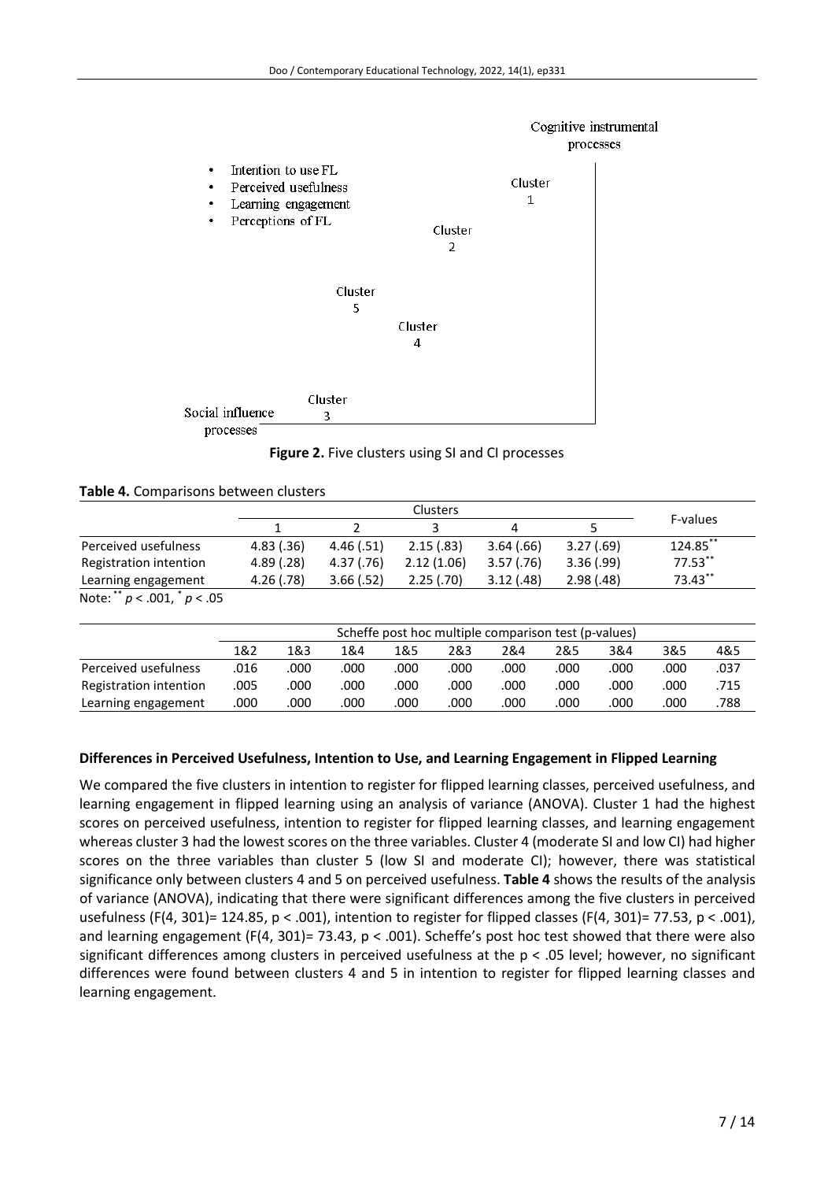Cognitive instrumental processes

- Intention to use FL
- Perceived usefulness
- Learning engagement
- Perceptions of FL

Cluster 1

Cluster 2

Cluster 5

Cluster 4

Cluster 3

Social influence processes

**Figure 2.** Five clusters using SI and CI processes

**Table 4.** Comparisons between clusters

| | Clusters | | | | | F-values |
|---|---|---|---|---|---|---|
| | 1 | 2 | 3 | 4 | 5 | |
| Perceived usefulness | 4.83 (.36) | 4.46 (.51) | 2.15 (.83) | 3.64 (.66) | 3.27 (.69) | $124.85^{**}$ |
| Registration intention | 4.89 (.28) | 4.37 (.76) | 2.12 (1.06) | 3.57 (.76) | 3.36 (.99) | $77.53^{**}$ |
| Learning engagement | 4.26 (.78) | 3.66 (.52) | 2.25 (.70) | 3.12 (.48) | 2.98 (.48) | $73.43^{**}$ |

Note: $^{**}$ $p < .001$, $^{*}$ $p < .05$

| | Scheffe post hoc multiple comparison test (p-values) | | | | | | | | | |
|---|---|---|---|---|---|---|---|---|---|---|
| | 1&2 | 1&3 | 1&4 | 1&5 | 2&3 | 2&4 | 2&5 | 3&4 | 3&5 | 4&5 |
| Perceived usefulness | .016 | .000 | .000 | .000 | .000 | .000 | .000 | .000 | .000 | .037 |
| Registration intention | .005 | .000 | .000 | .000 | .000 | .000 | .000 | .000 | .000 | .715 |
| Learning engagement | .000 | .000 | .000 | .000 | .000 | .000 | .000 | .000 | .000 | .788 |

### Differences in Perceived Usefulness, Intention to Use, and Learning Engagement in Flipped Learning

We compared the five clusters in intention to register for flipped learning classes, perceived usefulness, and learning engagement in flipped learning using an analysis of variance (ANOVA). Cluster 1 had the highest scores on perceived usefulness, intention to register for flipped learning classes, and learning engagement whereas cluster 3 had the lowest scores on the three variables. Cluster 4 (moderate SI and low CI) had higher scores on the three variables than cluster 5 (low SI and moderate CI); however, there was statistical significance only between clusters 4 and 5 on perceived usefulness. **Table 4** shows the results of the analysis of variance (ANOVA), indicating that there were significant differences among the five clusters in perceived usefulness ($F(4, 301)= 124.85$, $p < .001$), intention to register for flipped classes ($F(4, 301)= 77.53$, $p < .001$), and learning engagement ($F(4, 301)= 73.43$, $p < .001$). Scheffe's post hoc test showed that there were also significant differences among clusters in perceived usefulness at the $p < .05$ level; however, no significant differences were found between clusters 4 and 5 in intention to register for flipped learning classes and learning engagement.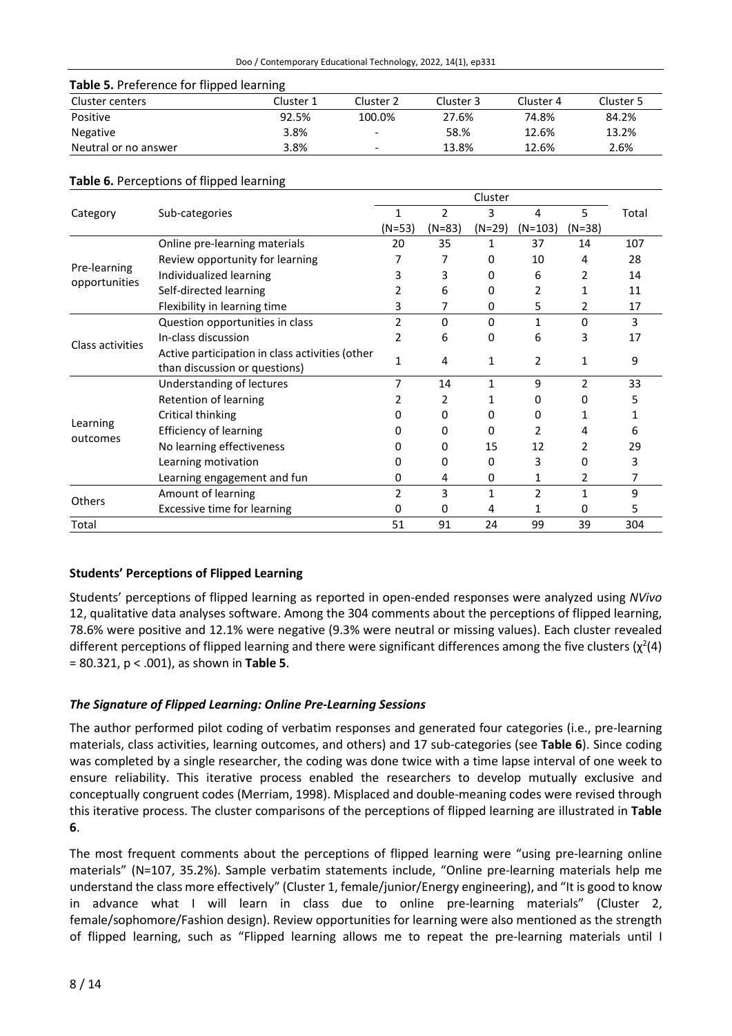**Table 5.** Preference for flipped learning

| Cluster centers | Cluster 1 | Cluster 2 | Cluster 3 | Cluster 4 | Cluster 5 |
|---|---|---|---|---|---|
| Positive | 92.5% | 100.0% | 27.6% | 74.8% | 84.2% |
| Negative | 3.8% | - | 58.% | 12.6% | 13.2% |
| Neutral or no answer | 3.8% | - | 13.8% | 12.6% | 2.6% |

**Table 6.** Perceptions of flipped learning

| Category | Sub-categories | Cluster | | | | | Total |
|---|---|---|---|---|---|---|---|
| | | 1 (N=53) | 2 (N=83) | 3 (N=29) | 4 (N=103) | 5 (N=38) | |
| Pre-learning opportunities | Online pre-learning materials | 20 | 35 | 1 | 37 | 14 | 107 |
| | Review opportunity for learning | 7 | 7 | 0 | 10 | 4 | 28 |
| | Individualized learning | 3 | 3 | 0 | 6 | 2 | 14 |
| | Self-directed learning | 2 | 6 | 0 | 2 | 1 | 11 |
| | Flexibility in learning time | 3 | 7 | 0 | 5 | 2 | 17 |
| Class activities | Question opportunities in class | 2 | 0 | 0 | 1 | 0 | 3 |
| | In-class discussion | 2 | 6 | 0 | 6 | 3 | 17 |
| | Active participation in class activities (other than discussion or questions) | 1 | 4 | 1 | 2 | 1 | 9 |
| Learning outcomes | Understanding of lectures | 7 | 14 | 1 | 9 | 2 | 33 |
| | Retention of learning | 2 | 2 | 1 | 0 | 0 | 5 |
| | Critical thinking | 0 | 0 | 0 | 0 | 1 | 1 |
| | Efficiency of learning | 0 | 0 | 0 | 2 | 4 | 6 |
| | No learning effectiveness | 0 | 0 | 15 | 12 | 2 | 29 |
| | Learning motivation | 0 | 0 | 0 | 3 | 0 | 3 |
| | Learning engagement and fun | 0 | 4 | 0 | 1 | 2 | 7 |
| Others | Amount of learning | 2 | 3 | 1 | 2 | 1 | 9 |
| | Excessive time for learning | 0 | 0 | 4 | 1 | 0 | 5 |
| Total | | 51 | 91 | 24 | 99 | 39 | 304 |

## Students' Perceptions of Flipped Learning

Students' perceptions of flipped learning as reported in open-ended responses were analyzed using *NVivo* 12, qualitative data analyses software. Among the 304 comments about the perceptions of flipped learning, 78.6% were positive and 12.1% were negative (9.3% were neutral or missing values). Each cluster revealed different perceptions of flipped learning and there were significant differences among the five clusters ($\chi^2(4) = 80.321$, $p < .001$), as shown in **Table 5**.

### *The Signature of Flipped Learning: Online Pre-Learning Sessions*

The author performed pilot coding of verbatim responses and generated four categories (i.e., pre-learning materials, class activities, learning outcomes, and others) and 17 sub-categories (see **Table 6**). Since coding was completed by a single researcher, the coding was done twice with a time lapse interval of one week to ensure reliability. This iterative process enabled the researchers to develop mutually exclusive and conceptually congruent codes (Merriam, 1998). Misplaced and double-meaning codes were revised through this iterative process. The cluster comparisons of the perceptions of flipped learning are illustrated in **Table 6**.

The most frequent comments about the perceptions of flipped learning were "using pre-learning online materials" (N=107, 35.2%). Sample verbatim statements include, "Online pre-learning materials help me understand the class more effectively" (Cluster 1, female/junior/Energy engineering), and "It is good to know in advance what I will learn in class due to online pre-learning materials" (Cluster 2, female/sophomore/Fashion design). Review opportunities for learning were also mentioned as the strength of flipped learning, such as "Flipped learning allows me to repeat the pre-learning materials until I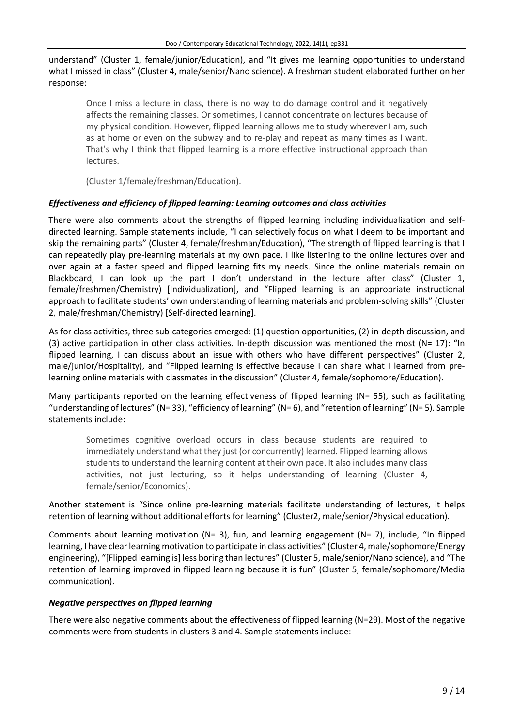understand" (Cluster 1, female/junior/Education), and "It gives me learning opportunities to understand what I missed in class" (Cluster 4, male/senior/Nano science). A freshman student elaborated further on her response:

> Once I miss a lecture in class, there is no way to do damage control and it negatively affects the remaining classes. Or sometimes, I cannot concentrate on lectures because of my physical condition. However, flipped learning allows me to study wherever I am, such as at home or even on the subway and to re-play and repeat as many times as I want. That's why I think that flipped learning is a more effective instructional approach than lectures.
>
> (Cluster 1/female/freshman/Education).

### *Effectiveness and efficiency of flipped learning: Learning outcomes and class activities*

There were also comments about the strengths of flipped learning including individualization and self-directed learning. Sample statements include, "I can selectively focus on what I deem to be important and skip the remaining parts" (Cluster 4, female/freshman/Education), "The strength of flipped learning is that I can repeatedly play pre-learning materials at my own pace. I like listening to the online lectures over and over again at a faster speed and flipped learning fits my needs. Since the online materials remain on Blackboard, I can look up the part I don't understand in the lecture after class" (Cluster 1, female/freshmen/Chemistry) [Individualization], and "Flipped learning is an appropriate instructional approach to facilitate students' own understanding of learning materials and problem-solving skills" (Cluster 2, male/freshman/Chemistry) [Self-directed learning].

As for class activities, three sub-categories emerged: (1) question opportunities, (2) in-depth discussion, and (3) active participation in other class activities. In-depth discussion was mentioned the most (N= 17): "In flipped learning, I can discuss about an issue with others who have different perspectives" (Cluster 2, male/junior/Hospitality), and "Flipped learning is effective because I can share what I learned from pre-learning online materials with classmates in the discussion" (Cluster 4, female/sophomore/Education).

Many participants reported on the learning effectiveness of flipped learning (N= 55), such as facilitating "understanding of lectures" (N= 33), "efficiency of learning" (N= 6), and "retention of learning" (N= 5). Sample statements include:

> Sometimes cognitive overload occurs in class because students are required to immediately understand what they just (or concurrently) learned. Flipped learning allows students to understand the learning content at their own pace. It also includes many class activities, not just lecturing, so it helps understanding of learning (Cluster 4, female/senior/Economics).

Another statement is "Since online pre-learning materials facilitate understanding of lectures, it helps retention of learning without additional efforts for learning" (Cluster2, male/senior/Physical education).

Comments about learning motivation (N= 3), fun, and learning engagement (N= 7), include, "In flipped learning, I have clear learning motivation to participate in class activities" (Cluster 4, male/sophomore/Energy engineering), "[Flipped learning is] less boring than lectures" (Cluster 5, male/senior/Nano science), and "The retention of learning improved in flipped learning because it is fun" (Cluster 5, female/sophomore/Media communication).

### *Negative perspectives on flipped learning*

There were also negative comments about the effectiveness of flipped learning (N=29). Most of the negative comments were from students in clusters 3 and 4. Sample statements include: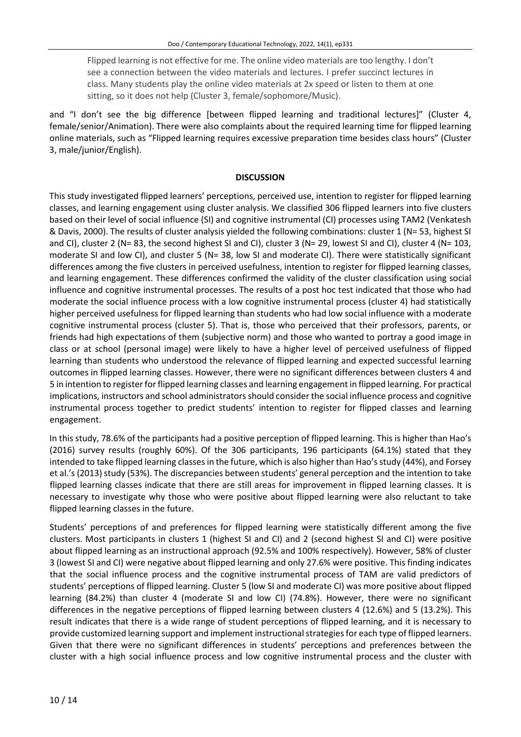> Flipped learning is not effective for me. The online video materials are too lengthy. I don't see a connection between the video materials and lectures. I prefer succinct lectures in class. Many students play the online video materials at 2x speed or listen to them at one sitting, so it does not help (Cluster 3, female/sophomore/Music).

and "I don't see the big difference [between flipped learning and traditional lectures]" (Cluster 4, female/senior/Animation). There were also complaints about the required learning time for flipped learning online materials, such as "Flipped learning requires excessive preparation time besides class hours" (Cluster 3, male/junior/English).

## DISCUSSION

This study investigated flipped learners' perceptions, perceived use, intention to register for flipped learning classes, and learning engagement using cluster analysis. We classified 306 flipped learners into five clusters based on their level of social influence (SI) and cognitive instrumental (CI) processes using TAM2 (Venkatesh & Davis, 2000). The results of cluster analysis yielded the following combinations: cluster 1 (N= 53, highest SI and CI), cluster 2 (N= 83, the second highest SI and CI), cluster 3 (N= 29, lowest SI and CI), cluster 4 (N= 103, moderate SI and low CI), and cluster 5 (N= 38, low SI and moderate CI). There were statistically significant differences among the five clusters in perceived usefulness, intention to register for flipped learning classes, and learning engagement. These differences confirmed the validity of the cluster classification using social influence and cognitive instrumental processes. The results of a post hoc test indicated that those who had moderate the social influence process with a low cognitive instrumental process (cluster 4) had statistically higher perceived usefulness for flipped learning than students who had low social influence with a moderate cognitive instrumental process (cluster 5). That is, those who perceived that their professors, parents, or friends had high expectations of them (subjective norm) and those who wanted to portray a good image in class or at school (personal image) were likely to have a higher level of perceived usefulness of flipped learning than students who understood the relevance of flipped learning and expected successful learning outcomes in flipped learning classes. However, there were no significant differences between clusters 4 and 5 in intention to register for flipped learning classes and learning engagement in flipped learning. For practical implications, instructors and school administrators should consider the social influence process and cognitive instrumental process together to predict students' intention to register for flipped classes and learning engagement.

In this study, 78.6% of the participants had a positive perception of flipped learning. This is higher than Hao's (2016) survey results (roughly 60%). Of the 306 participants, 196 participants (64.1%) stated that they intended to take flipped learning classes in the future, which is also higher than Hao's study (44%), and Forsey et al.'s (2013) study (53%). The discrepancies between students' general perception and the intention to take flipped learning classes indicate that there are still areas for improvement in flipped learning classes. It is necessary to investigate why those who were positive about flipped learning were also reluctant to take flipped learning classes in the future.

Students' perceptions of and preferences for flipped learning were statistically different among the five clusters. Most participants in clusters 1 (highest SI and CI) and 2 (second highest SI and CI) were positive about flipped learning as an instructional approach (92.5% and 100% respectively). However, 58% of cluster 3 (lowest SI and CI) were negative about flipped learning and only 27.6% were positive. This finding indicates that the social influence process and the cognitive instrumental process of TAM are valid predictors of students' perceptions of flipped learning. Cluster 5 (low SI and moderate CI) was more positive about flipped learning (84.2%) than cluster 4 (moderate SI and low CI) (74.8%). However, there were no significant differences in the negative perceptions of flipped learning between clusters 4 (12.6%) and 5 (13.2%). This result indicates that there is a wide range of student perceptions of flipped learning, and it is necessary to provide customized learning support and implement instructional strategies for each type of flipped learners. Given that there were no significant differences in students' perceptions and preferences between the cluster with a high social influence process and low cognitive instrumental process and the cluster with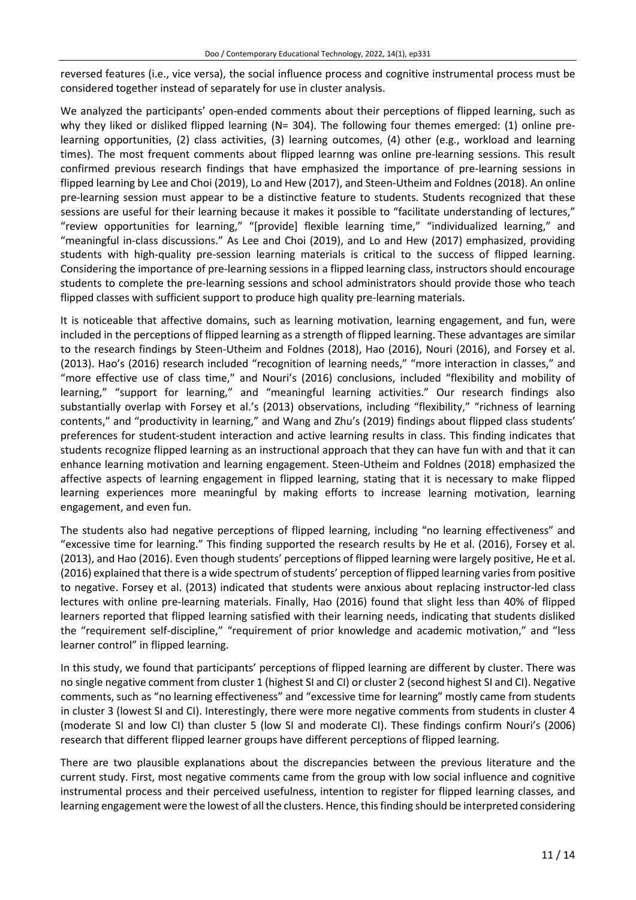reversed features (i.e., vice versa), the social influence process and cognitive instrumental process must be considered together instead of separately for use in cluster analysis.

We analyzed the participants' open-ended comments about their perceptions of flipped learning, such as why they liked or disliked flipped learning (N= 304). The following four themes emerged: (1) online pre-learning opportunities, (2) class activities, (3) learning outcomes, (4) other (e.g., workload and learning times). The most frequent comments about flipped learnng was online pre-learning sessions. This result confirmed previous research findings that have emphasized the importance of pre-learning sessions in flipped learning by Lee and Choi (2019), Lo and Hew (2017), and Steen-Utheim and Foldnes (2018). An online pre-learning session must appear to be a distinctive feature to students. Students recognized that these sessions are useful for their learning because it makes it possible to "facilitate understanding of lectures," "review opportunities for learning," "[provide] flexible learning time," "individualized learning," and "meaningful in-class discussions." As Lee and Choi (2019), and Lo and Hew (2017) emphasized, providing students with high-quality pre-session learning materials is critical to the success of flipped learning. Considering the importance of pre-learning sessions in a flipped learning class, instructors should encourage students to complete the pre-learning sessions and school administrators should provide those who teach flipped classes with sufficient support to produce high quality pre-learning materials.

It is noticeable that affective domains, such as learning motivation, learning engagement, and fun, were included in the perceptions of flipped learning as a strength of flipped learning. These advantages are similar to the research findings by Steen-Utheim and Foldnes (2018), Hao (2016), Nouri (2016), and Forsey et al. (2013). Hao's (2016) research included "recognition of learning needs," "more interaction in classes," and "more effective use of class time," and Nouri's (2016) conclusions, included "flexibility and mobility of learning," "support for learning," and "meaningful learning activities." Our research findings also substantially overlap with Forsey et al.'s (2013) observations, including "flexibility," "richness of learning contents," and "productivity in learning," and Wang and Zhu's (2019) findings about flipped class students' preferences for student-student interaction and active learning results in class. This finding indicates that students recognize flipped learning as an instructional approach that they can have fun with and that it can enhance learning motivation and learning engagement. Steen-Utheim and Foldnes (2018) emphasized the affective aspects of learning engagement in flipped learning, stating that it is necessary to make flipped learning experiences more meaningful by making efforts to increase learning motivation, learning engagement, and even fun.

The students also had negative perceptions of flipped learning, including "no learning effectiveness" and "excessive time for learning." This finding supported the research results by He et al. (2016), Forsey et al. (2013), and Hao (2016). Even though students' perceptions of flipped learning were largely positive, He et al. (2016) explained that there is a wide spectrum of students' perception of flipped learning varies from positive to negative. Forsey et al. (2013) indicated that students were anxious about replacing instructor-led class lectures with online pre-learning materials. Finally, Hao (2016) found that slight less than 40% of flipped learners reported that flipped learning satisfied with their learning needs, indicating that students disliked the "requirement self-discipline," "requirement of prior knowledge and academic motivation," and "less learner control" in flipped learning.

In this study, we found that participants' perceptions of flipped learning are different by cluster. There was no single negative comment from cluster 1 (highest SI and CI) or cluster 2 (second highest SI and CI). Negative comments, such as "no learning effectiveness" and "excessive time for learning" mostly came from students in cluster 3 (lowest SI and CI). Interestingly, there were more negative comments from students in cluster 4 (moderate SI and low CI) than cluster 5 (low SI and moderate CI). These findings confirm Nouri's (2006) research that different flipped learner groups have different perceptions of flipped learning.

There are two plausible explanations about the discrepancies between the previous literature and the current study. First, most negative comments came from the group with low social influence and cognitive instrumental process and their perceived usefulness, intention to register for flipped learning classes, and learning engagement were the lowest of all the clusters. Hence, this finding should be interpreted considering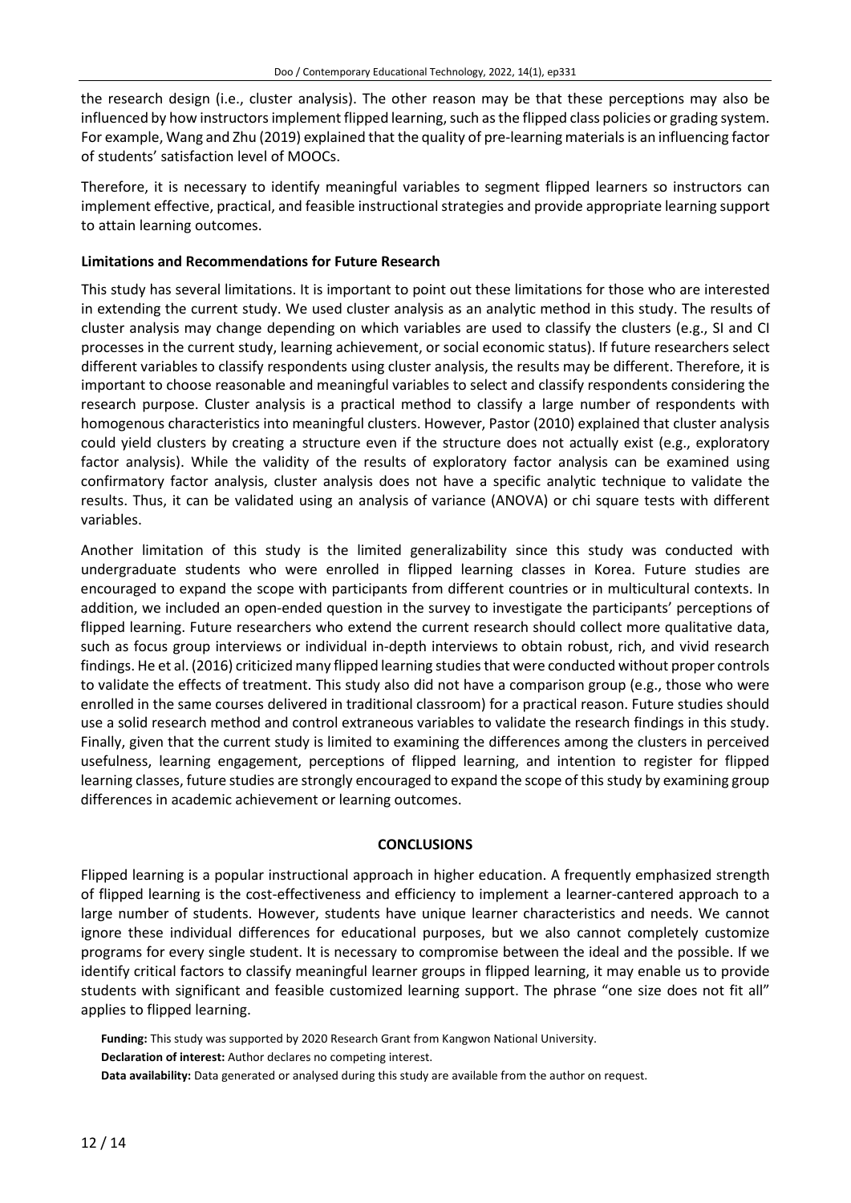the research design (i.e., cluster analysis). The other reason may be that these perceptions may also be influenced by how instructors implement flipped learning, such as the flipped class policies or grading system. For example, Wang and Zhu (2019) explained that the quality of pre-learning materials is an influencing factor of students' satisfaction level of MOOCs.

Therefore, it is necessary to identify meaningful variables to segment flipped learners so instructors can implement effective, practical, and feasible instructional strategies and provide appropriate learning support to attain learning outcomes.

### Limitations and Recommendations for Future Research

This study has several limitations. It is important to point out these limitations for those who are interested in extending the current study. We used cluster analysis as an analytic method in this study. The results of cluster analysis may change depending on which variables are used to classify the clusters (e.g., SI and CI processes in the current study, learning achievement, or social economic status). If future researchers select different variables to classify respondents using cluster analysis, the results may be different. Therefore, it is important to choose reasonable and meaningful variables to select and classify respondents considering the research purpose. Cluster analysis is a practical method to classify a large number of respondents with homogenous characteristics into meaningful clusters. However, Pastor (2010) explained that cluster analysis could yield clusters by creating a structure even if the structure does not actually exist (e.g., exploratory factor analysis). While the validity of the results of exploratory factor analysis can be examined using confirmatory factor analysis, cluster analysis does not have a specific analytic technique to validate the results. Thus, it can be validated using an analysis of variance (ANOVA) or chi square tests with different variables.

Another limitation of this study is the limited generalizability since this study was conducted with undergraduate students who were enrolled in flipped learning classes in Korea. Future studies are encouraged to expand the scope with participants from different countries or in multicultural contexts. In addition, we included an open-ended question in the survey to investigate the participants' perceptions of flipped learning. Future researchers who extend the current research should collect more qualitative data, such as focus group interviews or individual in-depth interviews to obtain robust, rich, and vivid research findings. He et al. (2016) criticized many flipped learning studies that were conducted without proper controls to validate the effects of treatment. This study also did not have a comparison group (e.g., those who were enrolled in the same courses delivered in traditional classroom) for a practical reason. Future studies should use a solid research method and control extraneous variables to validate the research findings in this study. Finally, given that the current study is limited to examining the differences among the clusters in perceived usefulness, learning engagement, perceptions of flipped learning, and intention to register for flipped learning classes, future studies are strongly encouraged to expand the scope of this study by examining group differences in academic achievement or learning outcomes.

## CONCLUSIONS

Flipped learning is a popular instructional approach in higher education. A frequently emphasized strength of flipped learning is the cost-effectiveness and efficiency to implement a learner-cantered approach to a large number of students. However, students have unique learner characteristics and needs. We cannot ignore these individual differences for educational purposes, but we also cannot completely customize programs for every single student. It is necessary to compromise between the ideal and the possible. If we identify critical factors to classify meaningful learner groups in flipped learning, it may enable us to provide students with significant and feasible customized learning support. The phrase "one size does not fit all" applies to flipped learning.

**Funding:** This study was supported by 2020 Research Grant from Kangwon National University.

**Declaration of interest:** Author declares no competing interest.

**Data availability:** Data generated or analysed during this study are available from the author on request.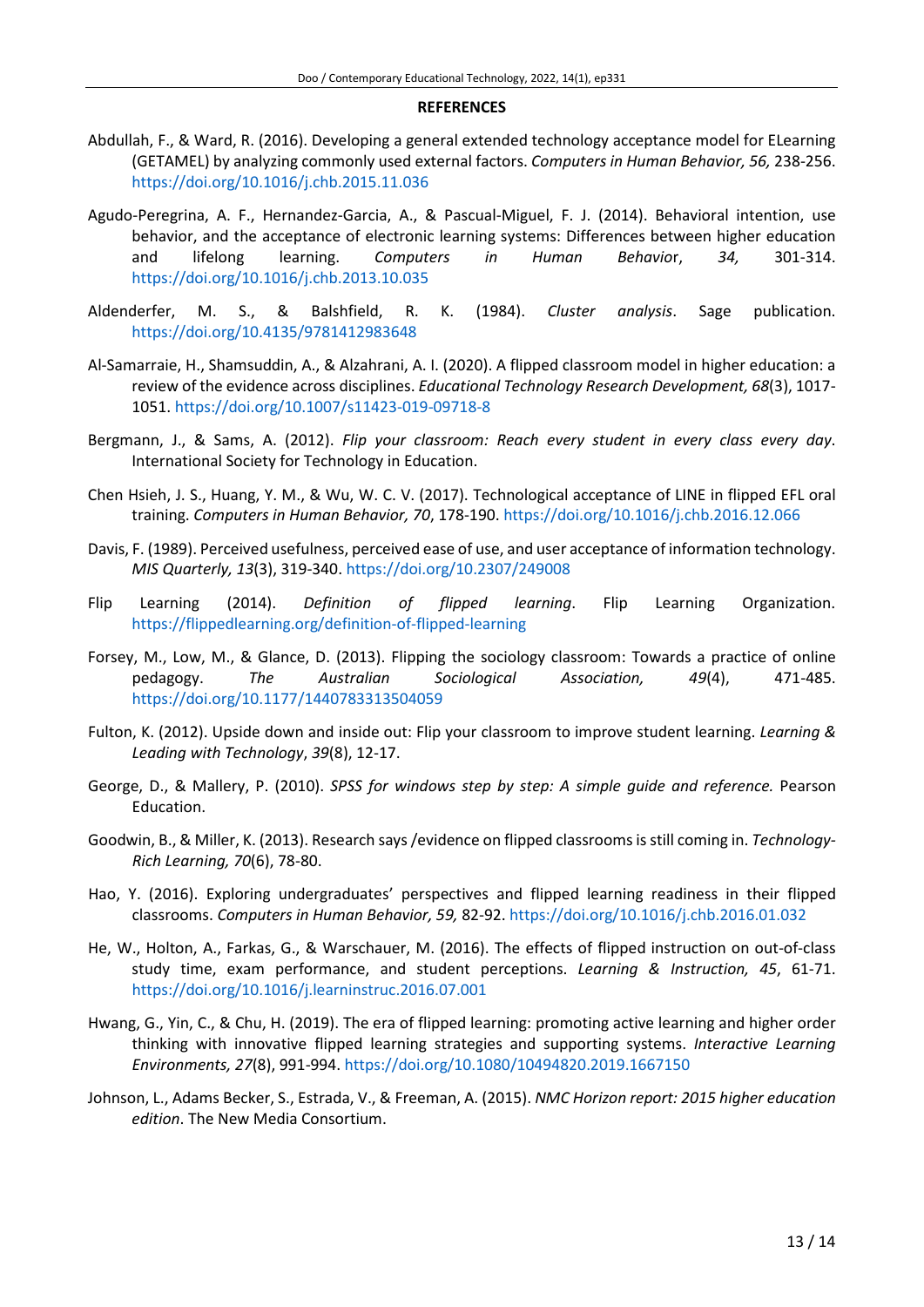**REFERENCES**

Abdullah, F., & Ward, R. (2016). Developing a general extended technology acceptance model for ELearning (GETAMEL) by analyzing commonly used external factors. *Computers in Human Behavior, 56,* 238-256. https://doi.org/10.1016/j.chb.2015.11.036

Agudo-Peregrina, A. F., Hernandez-Garcia, A., & Pascual-Miguel, F. J. (2014). Behavioral intention, use behavior, and the acceptance of electronic learning systems: Differences between higher education and lifelong learning. *Computers in Human Behavior*, *34,* 301-314. https://doi.org/10.1016/j.chb.2013.10.035

Aldenderfer, M. S., & Balshfield, R. K. (1984). *Cluster analysis*. Sage publication. https://doi.org/10.4135/9781412983648

Al-Samarraie, H., Shamsuddin, A., & Alzahrani, A. I. (2020). A flipped classroom model in higher education: a review of the evidence across disciplines. *Educational Technology Research Development, 68*(3), 1017-1051. https://doi.org/10.1007/s11423-019-09718-8

Bergmann, J., & Sams, A. (2012). *Flip your classroom: Reach every student in every class every day*. International Society for Technology in Education.

Chen Hsieh, J. S., Huang, Y. M., & Wu, W. C. V. (2017). Technological acceptance of LINE in flipped EFL oral training. *Computers in Human Behavior, 70*, 178-190. https://doi.org/10.1016/j.chb.2016.12.066

Davis, F. (1989). Perceived usefulness, perceived ease of use, and user acceptance of information technology. *MIS Quarterly, 13*(3), 319-340. https://doi.org/10.2307/249008

Flip Learning (2014). *Definition of flipped learning*. Flip Learning Organization. https://flippedlearning.org/definition-of-flipped-learning

Forsey, M., Low, M., & Glance, D. (2013). Flipping the sociology classroom: Towards a practice of online pedagogy. *The Australian Sociological Association, 49*(4), 471-485. https://doi.org/10.1177/1440783313504059

Fulton, K. (2012). Upside down and inside out: Flip your classroom to improve student learning. *Learning & Leading with Technology*, *39*(8), 12-17.

George, D., & Mallery, P. (2010). *SPSS for windows step by step: A simple guide and reference.* Pearson Education.

Goodwin, B., & Miller, K. (2013). Research says /evidence on flipped classrooms is still coming in. *Technology-Rich Learning, 70*(6), 78-80.

Hao, Y. (2016). Exploring undergraduates' perspectives and flipped learning readiness in their flipped classrooms. *Computers in Human Behavior, 59,* 82-92. https://doi.org/10.1016/j.chb.2016.01.032

He, W., Holton, A., Farkas, G., & Warschauer, M. (2016). The effects of flipped instruction on out-of-class study time, exam performance, and student perceptions. *Learning & Instruction, 45*, 61-71. https://doi.org/10.1016/j.learninstruc.2016.07.001

Hwang, G., Yin, C., & Chu, H. (2019). The era of flipped learning: promoting active learning and higher order thinking with innovative flipped learning strategies and supporting systems. *Interactive Learning Environments, 27*(8), 991-994. https://doi.org/10.1080/10494820.2019.1667150

Johnson, L., Adams Becker, S., Estrada, V., & Freeman, A. (2015). *NMC Horizon report: 2015 higher education edition*. The New Media Consortium.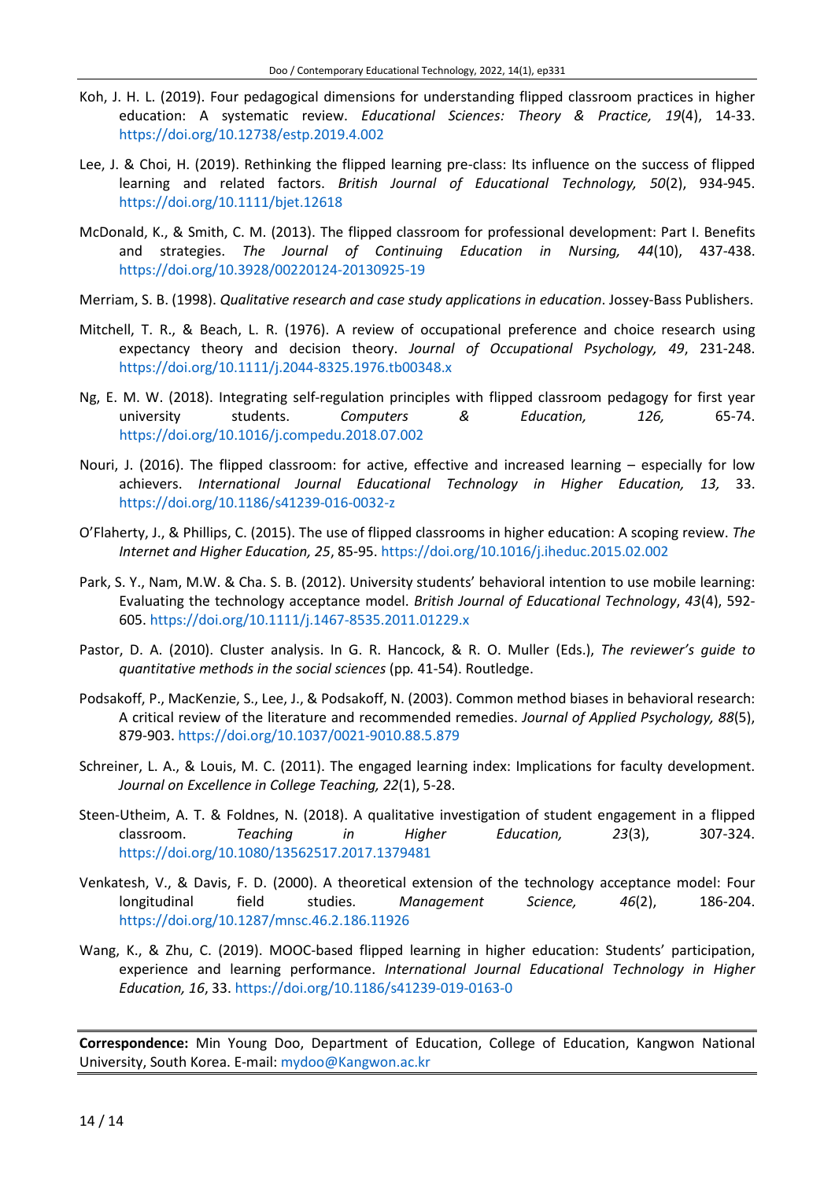Koh, J. H. L. (2019). Four pedagogical dimensions for understanding flipped classroom practices in higher education: A systematic review. *Educational Sciences: Theory & Practice, 19*(4), 14-33. https://doi.org/10.12738/estp.2019.4.002

Lee, J. & Choi, H. (2019). Rethinking the flipped learning pre-class: Its influence on the success of flipped learning and related factors. *British Journal of Educational Technology, 50*(2), 934-945. https://doi.org/10.1111/bjet.12618

McDonald, K., & Smith, C. M. (2013). The flipped classroom for professional development: Part I. Benefits and strategies. *The Journal of Continuing Education in Nursing, 44*(10), 437-438. https://doi.org/10.3928/00220124-20130925-19

Merriam, S. B. (1998). *Qualitative research and case study applications in education*. Jossey-Bass Publishers.

Mitchell, T. R., & Beach, L. R. (1976). A review of occupational preference and choice research using expectancy theory and decision theory. *Journal of Occupational Psychology, 49*, 231-248. https://doi.org/10.1111/j.2044-8325.1976.tb00348.x

Ng, E. M. W. (2018). Integrating self-regulation principles with flipped classroom pedagogy for first year university students. *Computers & Education, 126,* 65-74. https://doi.org/10.1016/j.compedu.2018.07.002

Nouri, J. (2016). The flipped classroom: for active, effective and increased learning – especially for low achievers. *International Journal Educational Technology in Higher Education, 13,* 33. https://doi.org/10.1186/s41239-016-0032-z

O'Flaherty, J., & Phillips, C. (2015). The use of flipped classrooms in higher education: A scoping review. *The Internet and Higher Education, 25*, 85-95. https://doi.org/10.1016/j.iheduc.2015.02.002

Park, S. Y., Nam, M.W. & Cha. S. B. (2012). University students' behavioral intention to use mobile learning: Evaluating the technology acceptance model. *British Journal of Educational Technology*, *43*(4), 592-605. https://doi.org/10.1111/j.1467-8535.2011.01229.x

Pastor, D. A. (2010). Cluster analysis. In G. R. Hancock, & R. O. Muller (Eds.), *The reviewer's guide to quantitative methods in the social sciences* (pp. 41-54). Routledge.

Podsakoff, P., MacKenzie, S., Lee, J., & Podsakoff, N. (2003). Common method biases in behavioral research: A critical review of the literature and recommended remedies. *Journal of Applied Psychology, 88*(5), 879-903. https://doi.org/10.1037/0021-9010.88.5.879

Schreiner, L. A., & Louis, M. C. (2011). The engaged learning index: Implications for faculty development. *Journal on Excellence in College Teaching, 22*(1), 5-28.

Steen-Utheim, A. T. & Foldnes, N. (2018). A qualitative investigation of student engagement in a flipped classroom. *Teaching in Higher Education, 23*(3), 307-324. https://doi.org/10.1080/13562517.2017.1379481

Venkatesh, V., & Davis, F. D. (2000). A theoretical extension of the technology acceptance model: Four longitudinal field studies. *Management Science, 46*(2), 186-204. https://doi.org/10.1287/mnsc.46.2.186.11926

Wang, K., & Zhu, C. (2019). MOOC-based flipped learning in higher education: Students' participation, experience and learning performance. *International Journal Educational Technology in Higher Education, 16*, 33. https://doi.org/10.1186/s41239-019-0163-0

---

**Correspondence:** Min Young Doo, Department of Education, College of Education, Kangwon National University, South Korea. E-mail: mydoo@Kangwon.ac.kr